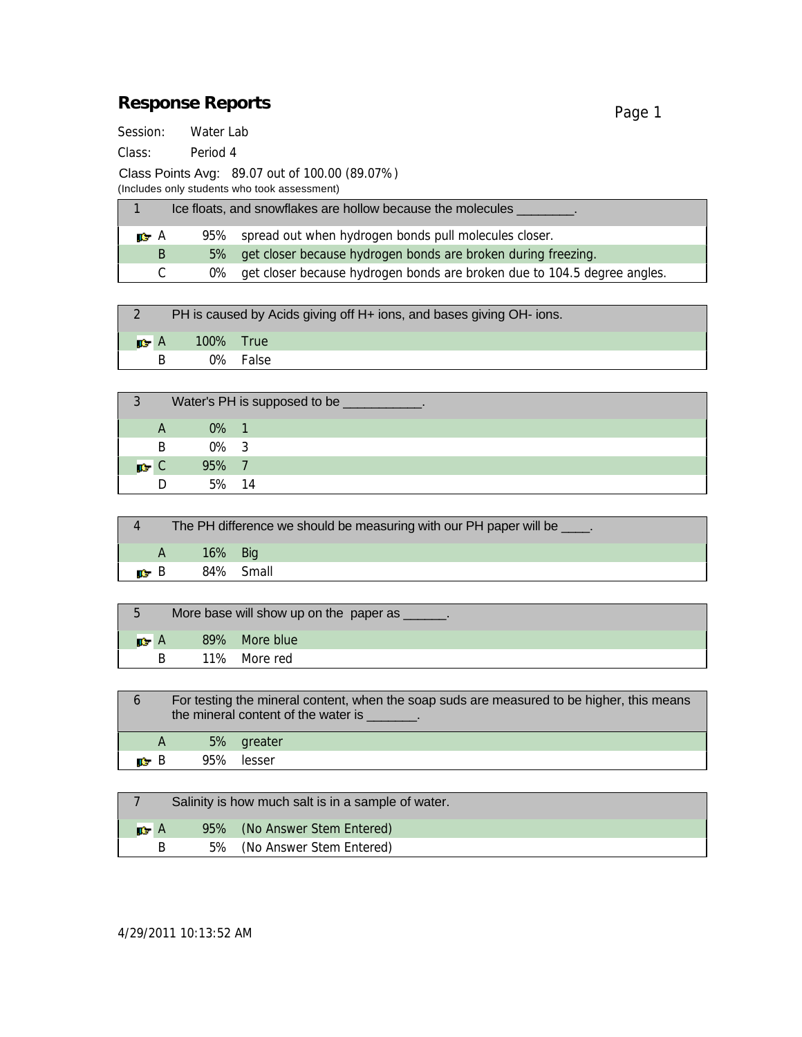# Response Reports

Session: Water Lab

Class: Period 4

Class Points Avg: 89.07 out of 100.00 (89.07%)
(Includes only students who took assessment)

| 1 | | Ice floats, and snowflakes are hollow because the molecules ________. |
|---|---|---|
| ☞ A | 95% | spread out when hydrogen bonds pull molecules closer. |
| B | 5% | get closer because hydrogen bonds are broken during freezing. |
| C | 0% | get closer because hydrogen bonds are broken due to 104.5 degree angles. |

| 2 | | PH is caused by Acids giving off H+ ions, and bases giving OH- ions. |
|---|---|---|
| ☞ A | 100% | True |
| B | 0% | False |

| 3 | | Water's PH is supposed to be ___________. |
|---|---|---|
| A | 0% | 1 |
| B | 0% | 3 |
| ☞ C | 95% | 7 |
| D | 5% | 14 |

| 4 | | The PH difference we should be measuring with our PH paper will be ____. |
|---|---|---|
| A | 16% | Big |
| ☞ B | 84% | Small |

| 5 | | More base will show up on the paper as ______. |
|---|---|---|
| ☞ A | 89% | More blue |
| B | 11% | More red |

| 6 | | For testing the mineral content, when the soap suds are measured to be higher, this means the mineral content of the water is _______. |
|---|---|---|
| A | 5% | greater |
| ☞ B | 95% | lesser |

| 7 | | Salinity is how much salt is in a sample of water. |
|---|---|---|
| ☞ A | 95% | (No Answer Stem Entered) |
| B | 5% | (No Answer Stem Entered) |

4/29/2011 10:13:52 AM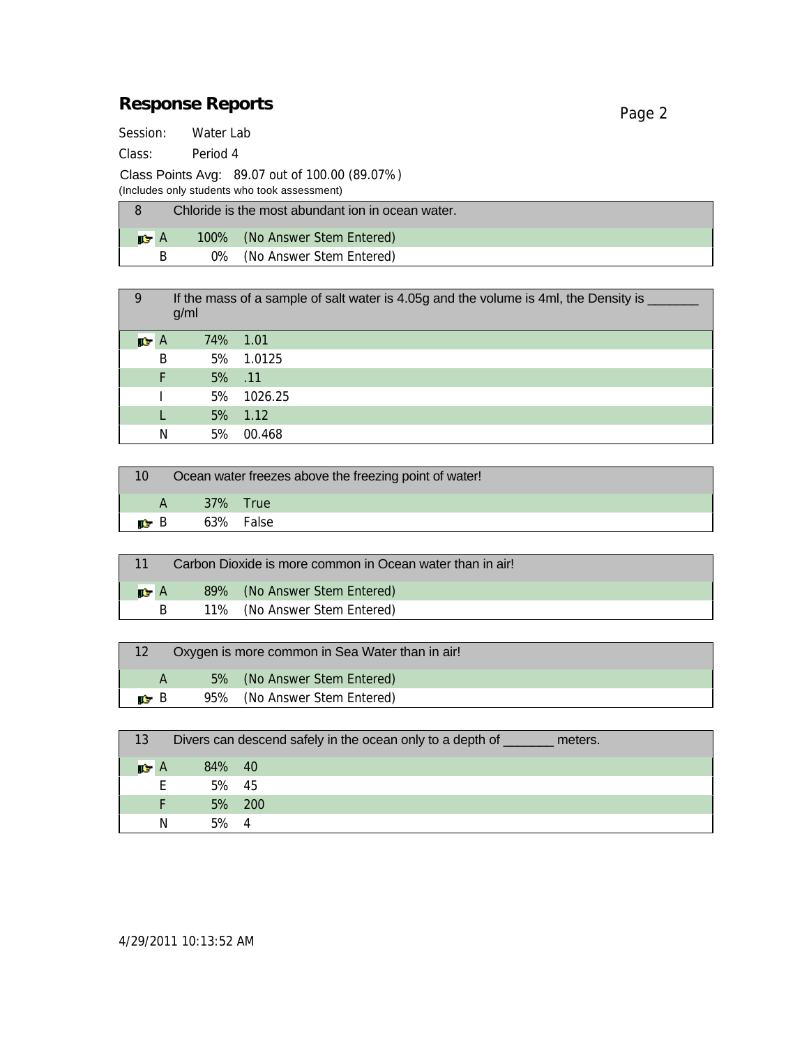## Response Reports

Session: Water Lab

Class: Period 4

Class Points Avg: 89.07 out of 100.00 (89.07%)
(Includes only students who took assessment)

| 8 | | Chloride is the most abundant ion in ocean water. |
|---|---|---|
| ☞ A | 100% | (No Answer Stem Entered) |
| B | 0% | (No Answer Stem Entered) |

| 9 | | If the mass of a sample of salt water is 4.05g and the volume is 4ml, the Density is _______ g/ml |
|---|---|---|
| ☞ A | 74% | 1.01 |
| B | 5% | 1.0125 |
| F | 5% | .11 |
| I | 5% | 1026.25 |
| L | 5% | 1.12 |
| N | 5% | 00.468 |

| 10 | | Ocean water freezes above the freezing point of water! |
|---|---|---|
| A | 37% | True |
| ☞ B | 63% | False |

| 11 | | Carbon Dioxide is more common in Ocean water than in air! |
|---|---|---|
| ☞ A | 89% | (No Answer Stem Entered) |
| B | 11% | (No Answer Stem Entered) |

| 12 | | Oxygen is more common in Sea Water than in air! |
|---|---|---|
| A | 5% | (No Answer Stem Entered) |
| ☞ B | 95% | (No Answer Stem Entered) |

| 13 | | Divers can descend safely in the ocean only to a depth of _______ meters. |
|---|---|---|
| ☞ A | 84% | 40 |
| E | 5% | 45 |
| F | 5% | 200 |
| N | 5% | 4 |

4/29/2011 10:13:52 AM